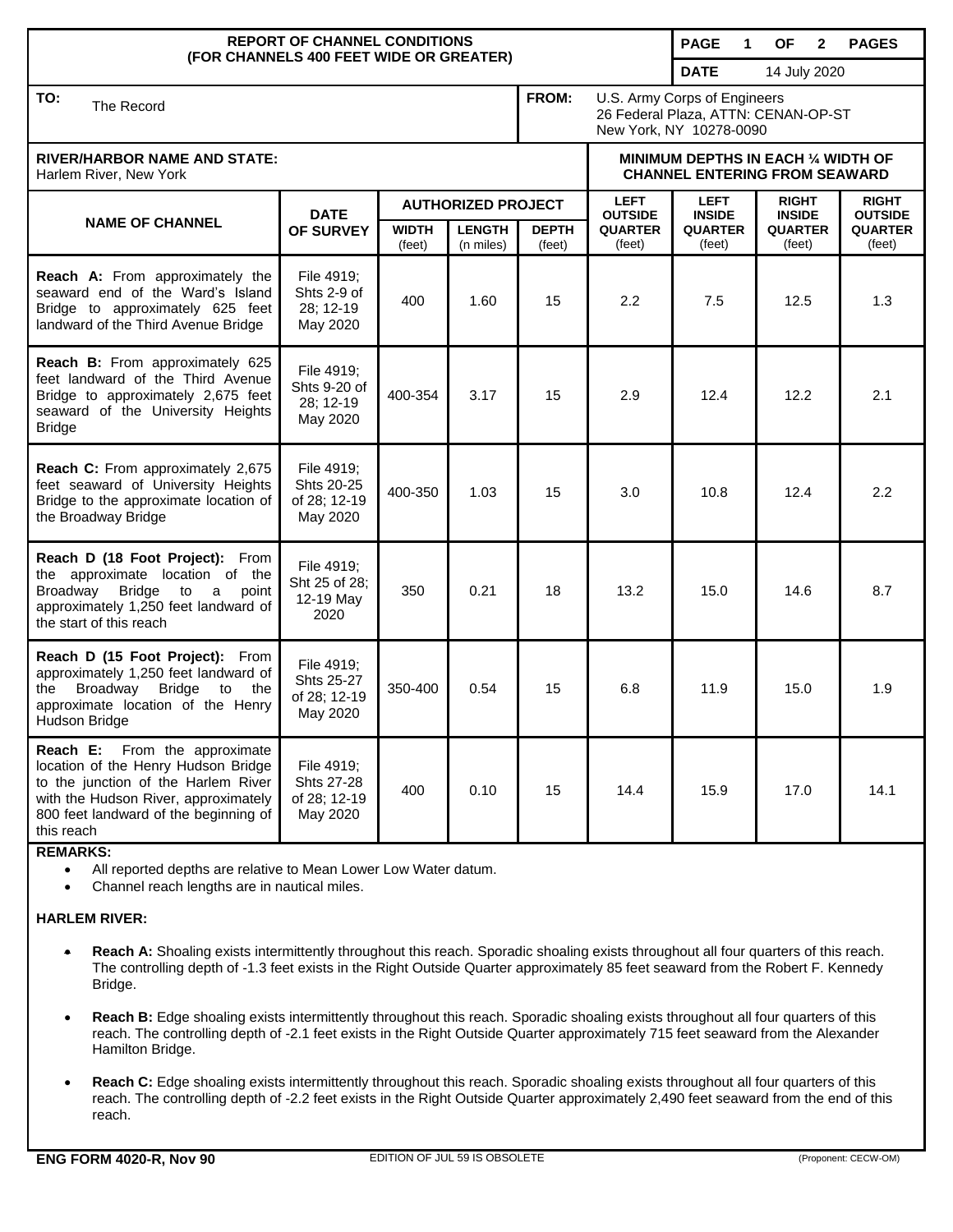**REPORT OF CHANNEL CONDITIONS (FOR CHANNELS 400 FEET WIDE OR GREATER)**

**PAGE** 1 **OF** 2 **PAGES**

**DATE** 14 July 2020

**TO:** The Record

**FROM:** U.S. Army Corps of Engineers
26 Federal Plaza, ATTN: CENAN-OP-ST
New York, NY 10278-0090

**RIVER/HARBOR NAME AND STATE:**
Harlem River, New York

| NAME OF CHANNEL | DATE OF SURVEY | AUTHORIZED PROJECT | | | MINIMUM DEPTHS IN EACH ¼ WIDTH OF CHANNEL ENTERING FROM SEAWARD | | | |
|---|---|---|---|---|---|---|---|---|
| | | WIDTH (feet) | LENGTH (n miles) | DEPTH (feet) | LEFT OUTSIDE QUARTER (feet) | LEFT INSIDE QUARTER (feet) | RIGHT INSIDE QUARTER (feet) | RIGHT OUTSIDE QUARTER (feet) |
| **Reach A:** From approximately the seaward end of the Ward's Island Bridge to approximately 625 feet landward of the Third Avenue Bridge | File 4919; Shts 2-9 of 28; 12-19 May 2020 | 400 | 1.60 | 15 | 2.2 | 7.5 | 12.5 | 1.3 |
| **Reach B:** From approximately 625 feet landward of the Third Avenue Bridge to approximately 2,675 feet seaward of the University Heights Bridge | File 4919; Shts 9-20 of 28; 12-19 May 2020 | 400-354 | 3.17 | 15 | 2.9 | 12.4 | 12.2 | 2.1 |
| **Reach C:** From approximately 2,675 feet seaward of University Heights Bridge to the approximate location of the Broadway Bridge | File 4919; Shts 20-25 of 28; 12-19 May 2020 | 400-350 | 1.03 | 15 | 3.0 | 10.8 | 12.4 | 2.2 |
| **Reach D (18 Foot Project):** From the approximate location of the Broadway Bridge to a point approximately 1,250 feet landward of the start of this reach | File 4919; Sht 25 of 28; 12-19 May 2020 | 350 | 0.21 | 18 | 13.2 | 15.0 | 14.6 | 8.7 |
| **Reach D (15 Foot Project):** From approximately 1,250 feet landward of the Broadway Bridge to the approximate location of the Henry Hudson Bridge | File 4919; Shts 25-27 of 28; 12-19 May 2020 | 350-400 | 0.54 | 15 | 6.8 | 11.9 | 15.0 | 1.9 |
| **Reach E:** From the approximate location of the Henry Hudson Bridge to the junction of the Harlem River with the Hudson River, approximately 800 feet landward of the beginning of this reach | File 4919; Shts 27-28 of 28; 12-19 May 2020 | 400 | 0.10 | 15 | 14.4 | 15.9 | 17.0 | 14.1 |

**REMARKS:**

- All reported depths are relative to Mean Lower Low Water datum.
- Channel reach lengths are in nautical miles.

**HARLEM RIVER:**

- **Reach A:** Shoaling exists intermittently throughout this reach. Sporadic shoaling exists throughout all four quarters of this reach. The controlling depth of -1.3 feet exists in the Right Outside Quarter approximately 85 feet seaward from the Robert F. Kennedy Bridge.
- **Reach B:** Edge shoaling exists intermittently throughout this reach. Sporadic shoaling exists throughout all four quarters of this reach. The controlling depth of -2.1 feet exists in the Right Outside Quarter approximately 715 feet seaward from the Alexander Hamilton Bridge.
- **Reach C:** Edge shoaling exists intermittently throughout this reach. Sporadic shoaling exists throughout all four quarters of this reach. The controlling depth of -2.2 feet exists in the Right Outside Quarter approximately 2,490 feet seaward from the end of this reach.

**ENG FORM 4020-R, Nov 90** EDITION OF JUL 59 IS OBSOLETE (Proponent: CECW-OM)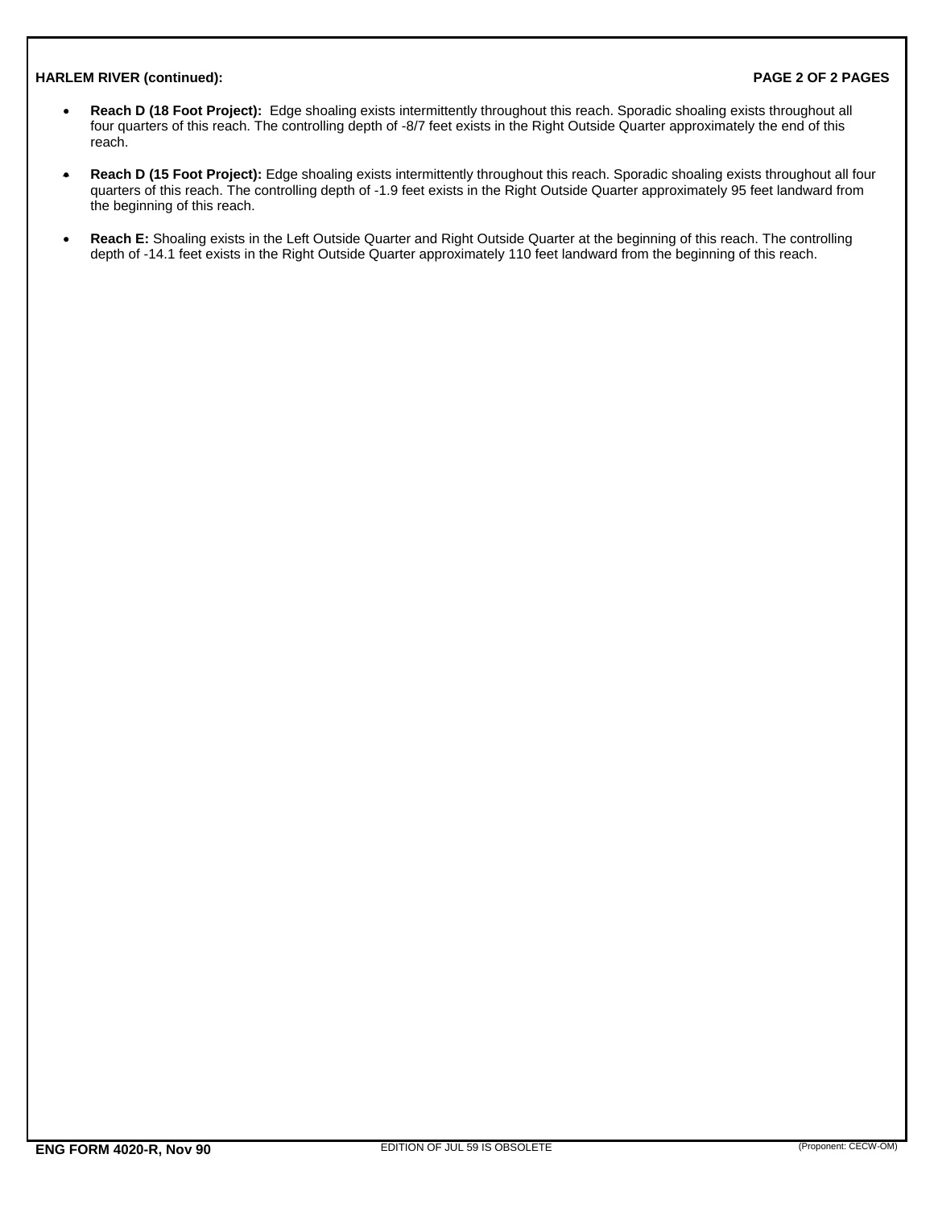**HARLEM RIVER (continued):**

- **Reach D (18 Foot Project):** Edge shoaling exists intermittently throughout this reach. Sporadic shoaling exists throughout all four quarters of this reach. The controlling depth of -8/7 feet exists in the Right Outside Quarter approximately the end of this reach.
- **Reach D (15 Foot Project):** Edge shoaling exists intermittently throughout this reach. Sporadic shoaling exists throughout all four quarters of this reach. The controlling depth of -1.9 feet exists in the Right Outside Quarter approximately 95 feet landward from the beginning of this reach.
- **Reach E:** Shoaling exists in the Left Outside Quarter and Right Outside Quarter at the beginning of this reach. The controlling depth of -14.1 feet exists in the Right Outside Quarter approximately 110 feet landward from the beginning of this reach.

**ENG FORM 4020-R, Nov 90** EDITION OF JUL 59 IS OBSOLETE (Proponent: CECW-OM)